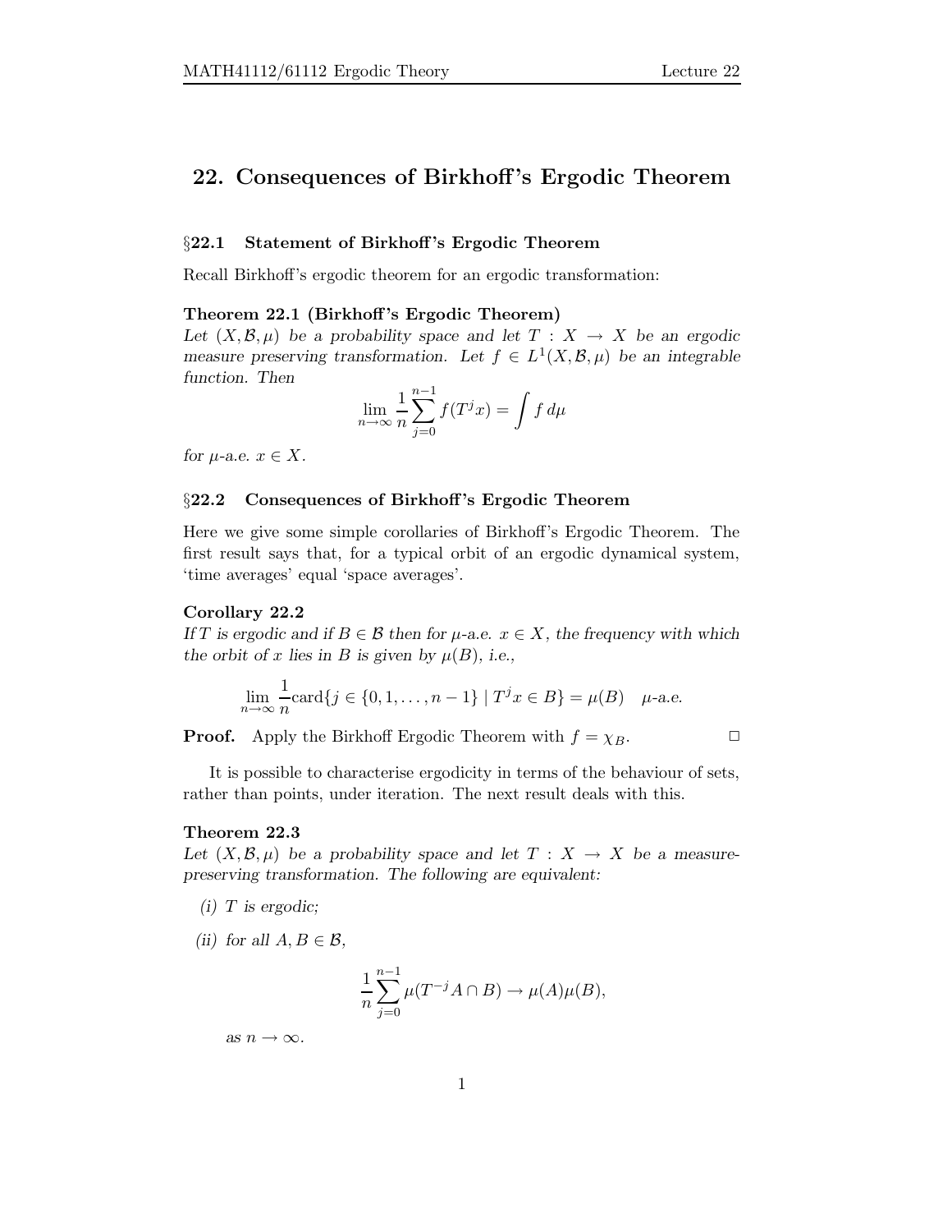# 22. Consequences of Birkhoff's Ergodic Theorem

## §22.1 Statement of Birkhoff's Ergodic Theorem

Recall Birkhoff's ergodic theorem for an ergodic transformation:

**Theorem 22.1 (Birkhoff's Ergodic Theorem)**
*Let $(X, \mathcal{B}, \mu)$ be a probability space and let $T : X \to X$ be an ergodic measure preserving transformation. Let $f \in L^1(X, \mathcal{B}, \mu)$ be an integrable function. Then*

$$\lim_{n \to \infty} \frac{1}{n} \sum_{j=0}^{n-1} f(T^j x) = \int f \, d\mu$$

*for $\mu$-a.e. $x \in X$.*

## §22.2 Consequences of Birkhoff's Ergodic Theorem

Here we give some simple corollaries of Birkhoff's Ergodic Theorem. The first result says that, for a typical orbit of an ergodic dynamical system, 'time averages' equal 'space averages'.

**Corollary 22.2**
*If $T$ is ergodic and if $B \in \mathcal{B}$ then for $\mu$-a.e. $x \in X$, the frequency with which the orbit of $x$ lies in $B$ is given by $\mu(B)$, i.e.,*

$$\lim_{n \to \infty} \frac{1}{n} \text{card}\{j \in \{0, 1, \ldots, n-1\} \mid T^j x \in B\} = \mu(B) \quad \mu\text{-a.e.}$$

**Proof.** Apply the Birkhoff Ergodic Theorem with $f = \chi_B$. □

It is possible to characterise ergodicity in terms of the behaviour of sets, rather than points, under iteration. The next result deals with this.

**Theorem 22.3**
*Let $(X, \mathcal{B}, \mu)$ be a probability space and let $T : X \to X$ be a measure-preserving transformation. The following are equivalent:*

*(i) $T$ is ergodic;*

*(ii) for all $A, B \in \mathcal{B}$,*

$$\frac{1}{n} \sum_{j=0}^{n-1} \mu(T^{-j} A \cap B) \to \mu(A)\mu(B),$$

*as $n \to \infty$.*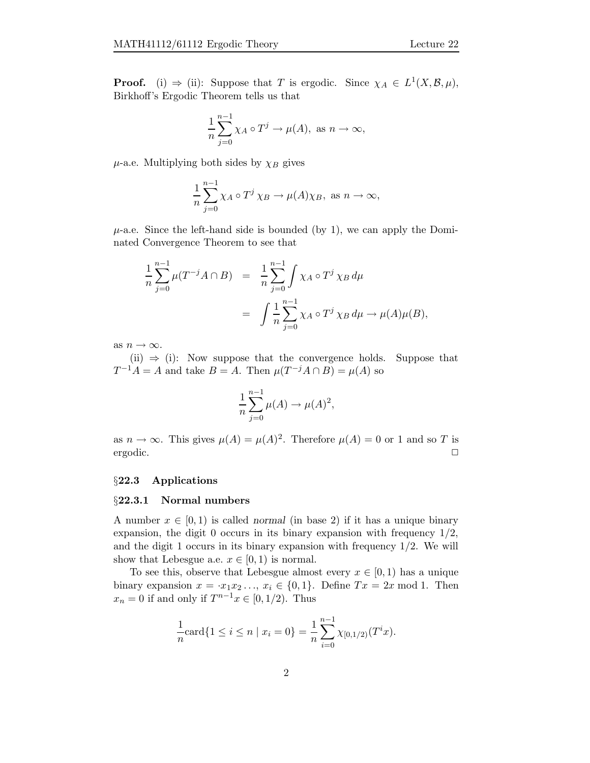**Proof.** (i) ⇒ (ii): Suppose that $T$ is ergodic. Since $\chi_A \in L^1(X, \mathcal{B}, \mu)$, Birkhoff's Ergodic Theorem tells us that

$$\frac{1}{n}\sum_{j=0}^{n-1} \chi_A \circ T^j \to \mu(A), \text{ as } n \to \infty,$$

$\mu$-a.e. Multiplying both sides by $\chi_B$ gives

$$\frac{1}{n}\sum_{j=0}^{n-1} \chi_A \circ T^j \, \chi_B \to \mu(A)\chi_B, \text{ as } n \to \infty,$$

$\mu$-a.e. Since the left-hand side is bounded (by 1), we can apply the Dominated Convergence Theorem to see that

$$\begin{aligned}
\frac{1}{n}\sum_{j=0}^{n-1} \mu(T^{-j}A \cap B) &= \frac{1}{n}\sum_{j=0}^{n-1} \int \chi_A \circ T^j \, \chi_B \, d\mu \\
&= \int \frac{1}{n}\sum_{j=0}^{n-1} \chi_A \circ T^j \, \chi_B \, d\mu \to \mu(A)\mu(B),
\end{aligned}$$

as $n \to \infty$.

(ii) ⇒ (i): Now suppose that the convergence holds. Suppose that $T^{-1}A = A$ and take $B = A$. Then $\mu(T^{-j}A \cap B) = \mu(A)$ so

$$\frac{1}{n}\sum_{j=0}^{n-1} \mu(A) \to \mu(A)^2,$$

as $n \to \infty$. This gives $\mu(A) = \mu(A)^2$. Therefore $\mu(A) = 0$ or 1 and so $T$ is ergodic. □

## §22.3 Applications

### §22.3.1 Normal numbers

A number $x \in [0, 1)$ is called *normal* (in base 2) if it has a unique binary expansion, the digit 0 occurs in its binary expansion with frequency 1/2, and the digit 1 occurs in its binary expansion with frequency 1/2. We will show that Lebesgue a.e. $x \in [0, 1)$ is normal.

To see this, observe that Lebesgue almost every $x \in [0, 1)$ has a unique binary expansion $x = \cdot x_1 x_2 \ldots$, $x_i \in \{0, 1\}$. Define $Tx = 2x \bmod 1$. Then $x_n = 0$ if and only if $T^{n-1}x \in [0, 1/2)$. Thus

$$\frac{1}{n}\text{card}\{1 \leq i \leq n \mid x_i = 0\} = \frac{1}{n}\sum_{i=0}^{n-1} \chi_{[0,1/2)}(T^i x).$$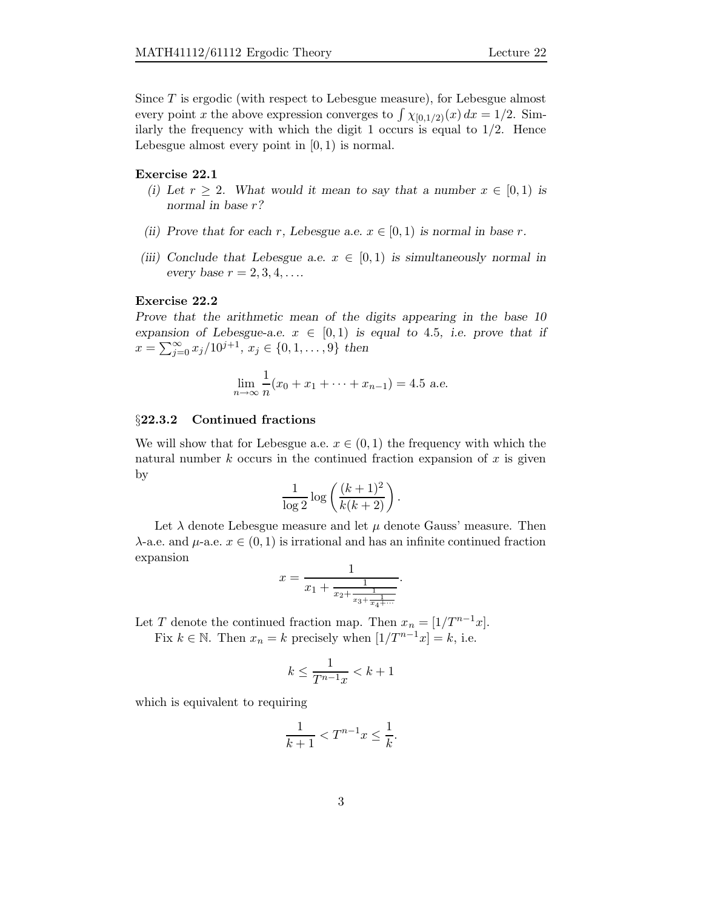Since $T$ is ergodic (with respect to Lebesgue measure), for Lebesgue almost every point $x$ the above expression converges to $\int \chi_{[0,1/2)}(x)\, dx = 1/2$. Similarly the frequency with which the digit 1 occurs is equal to $1/2$. Hence Lebesgue almost every point in $[0, 1)$ is normal.

**Exercise 22.1**

*(i) Let $r \geq 2$. What would it mean to say that a number $x \in [0, 1)$ is normal in base $r$?*

*(ii) Prove that for each $r$, Lebesgue a.e. $x \in [0, 1)$ is normal in base $r$.*

*(iii) Conclude that Lebesgue a.e. $x \in [0, 1)$ is simultaneously normal in every base $r = 2, 3, 4, \ldots$.*

**Exercise 22.2**

*Prove that the arithmetic mean of the digits appearing in the base 10 expansion of Lebesgue-a.e. $x \in [0, 1)$ is equal to 4.5, i.e. prove that if $x = \sum_{j=0}^{\infty} x_j/10^{j+1}$, $x_j \in \{0, 1, \ldots, 9\}$ then*

$$\lim_{n \to \infty} \frac{1}{n}(x_0 + x_1 + \cdots + x_{n-1}) = 4.5 \text{ a.e.}$$

### §22.3.2 Continued fractions

We will show that for Lebesgue a.e. $x \in (0, 1)$ the frequency with which the natural number $k$ occurs in the continued fraction expansion of $x$ is given by

$$\frac{1}{\log 2} \log\left(\frac{(k+1)^2}{k(k+2)}\right).$$

Let $\lambda$ denote Lebesgue measure and let $\mu$ denote Gauss' measure. Then $\lambda$-a.e. and $\mu$-a.e. $x \in (0, 1)$ is irrational and has an infinite continued fraction expansion

$$x = \cfrac{1}{x_1 + \cfrac{1}{x_2 + \cfrac{1}{x_3 + \cfrac{1}{x_4 + \cdots}}}}.$$

Let $T$ denote the continued fraction map. Then $x_n = [1/T^{n-1}x]$.

Fix $k \in \mathbb{N}$. Then $x_n = k$ precisely when $[1/T^{n-1}x] = k$, i.e.

$$k \leq \frac{1}{T^{n-1}x} < k + 1$$

which is equivalent to requiring

$$\frac{1}{k+1} < T^{n-1}x \leq \frac{1}{k}.$$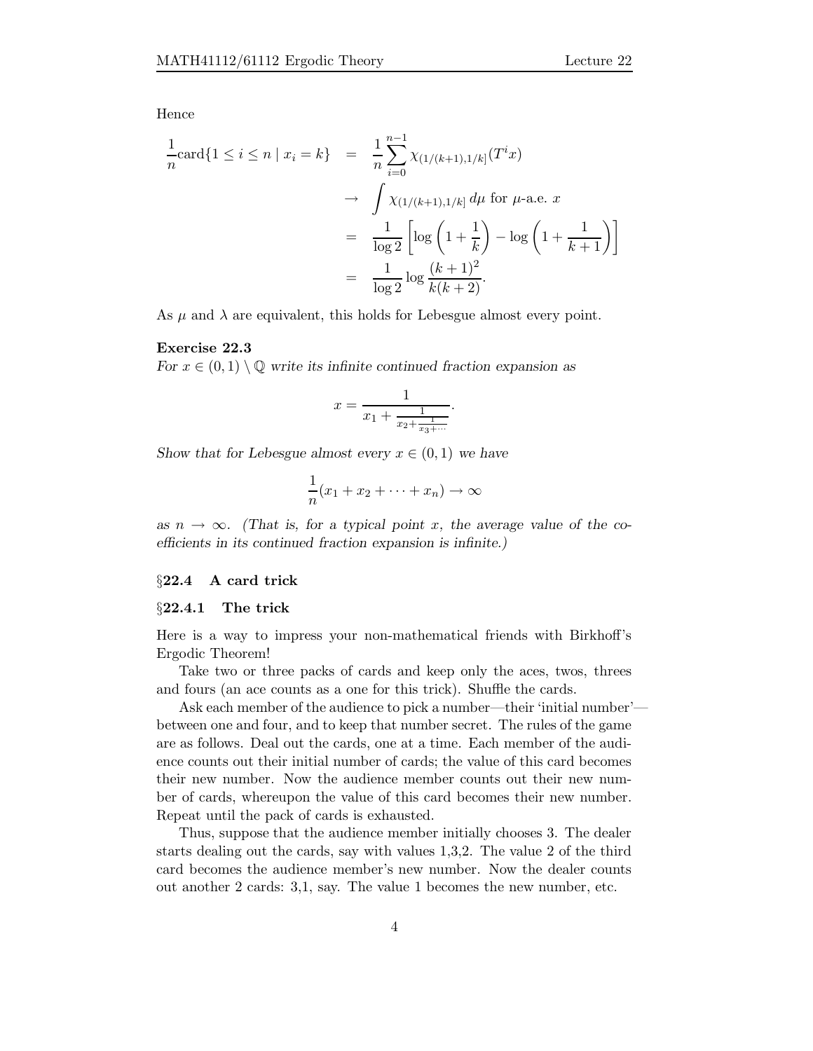Hence

$$\begin{aligned}
\frac{1}{n}\mathrm{card}\{1 \leq i \leq n \mid x_i = k\} &= \frac{1}{n}\sum_{i=0}^{n-1} \chi_{(1/(k+1),1/k]}(T^i x) \\
&\to \int \chi_{(1/(k+1),1/k]}\, d\mu \text{ for } \mu\text{-a.e. } x \\
&= \frac{1}{\log 2}\left[\log\left(1+\frac{1}{k}\right) - \log\left(1+\frac{1}{k+1}\right)\right] \\
&= \frac{1}{\log 2}\log\frac{(k+1)^2}{k(k+2)}.
\end{aligned}$$

As $\mu$ and $\lambda$ are equivalent, this holds for Lebesgue almost every point.

**Exercise 22.3**
*For $x \in (0,1) \setminus \mathbb{Q}$ write its infinite continued fraction expansion as*

$$x = \frac{1}{x_1 + \frac{1}{x_2 + \frac{1}{x_3 + \cdots}}}.$$

*Show that for Lebesgue almost every $x \in (0,1)$ we have*

$$\frac{1}{n}(x_1 + x_2 + \cdots + x_n) \to \infty$$

*as $n \to \infty$. (That is, for a typical point $x$, the average value of the coefficients in its continued fraction expansion is infinite.)*

## §22.4 A card trick

### §22.4.1 The trick

Here is a way to impress your non-mathematical friends with Birkhoff's Ergodic Theorem!

Take two or three packs of cards and keep only the aces, twos, threes and fours (an ace counts as a one for this trick). Shuffle the cards.

Ask each member of the audience to pick a number—their 'initial number'—between one and four, and to keep that number secret. The rules of the game are as follows. Deal out the cards, one at a time. Each member of the audience counts out their initial number of cards; the value of this card becomes their new number. Now the audience member counts out their new number of cards, whereupon the value of this card becomes their new number. Repeat until the pack of cards is exhausted.

Thus, suppose that the audience member initially chooses 3. The dealer starts dealing out the cards, say with values 1,3,2. The value 2 of the third card becomes the audience member's new number. Now the dealer counts out another 2 cards: 3,1, say. The value 1 becomes the new number, etc.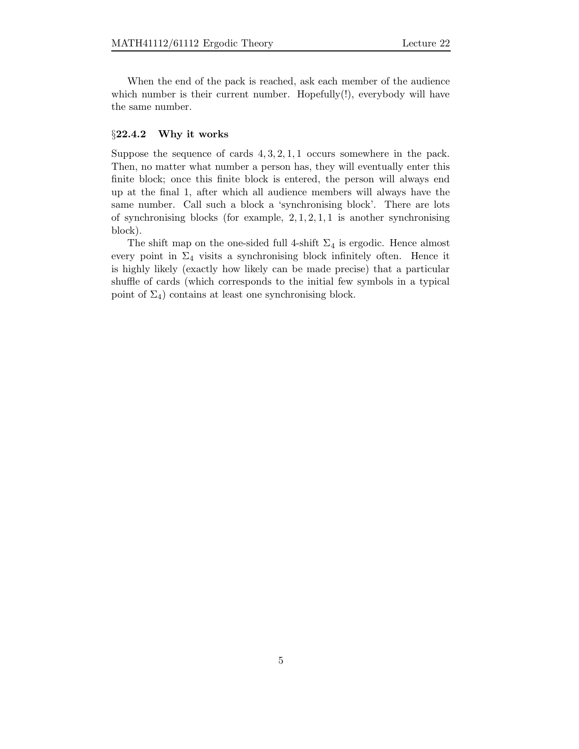When the end of the pack is reached, ask each member of the audience which number is their current number. Hopefully(!), everybody will have the same number.

### §22.4.2 Why it works

Suppose the sequence of cards $4, 3, 2, 1, 1$ occurs somewhere in the pack. Then, no matter what number a person has, they will eventually enter this finite block; once this finite block is entered, the person will always end up at the final 1, after which all audience members will always have the same number. Call such a block a 'synchronising block'. There are lots of synchronising blocks (for example, $2, 1, 2, 1, 1$ is another synchronising block).

The shift map on the one-sided full 4-shift $\Sigma_4$ is ergodic. Hence almost every point in $\Sigma_4$ visits a synchronising block infinitely often. Hence it is highly likely (exactly how likely can be made precise) that a particular shuffle of cards (which corresponds to the initial few symbols in a typical point of $\Sigma_4$) contains at least one synchronising block.